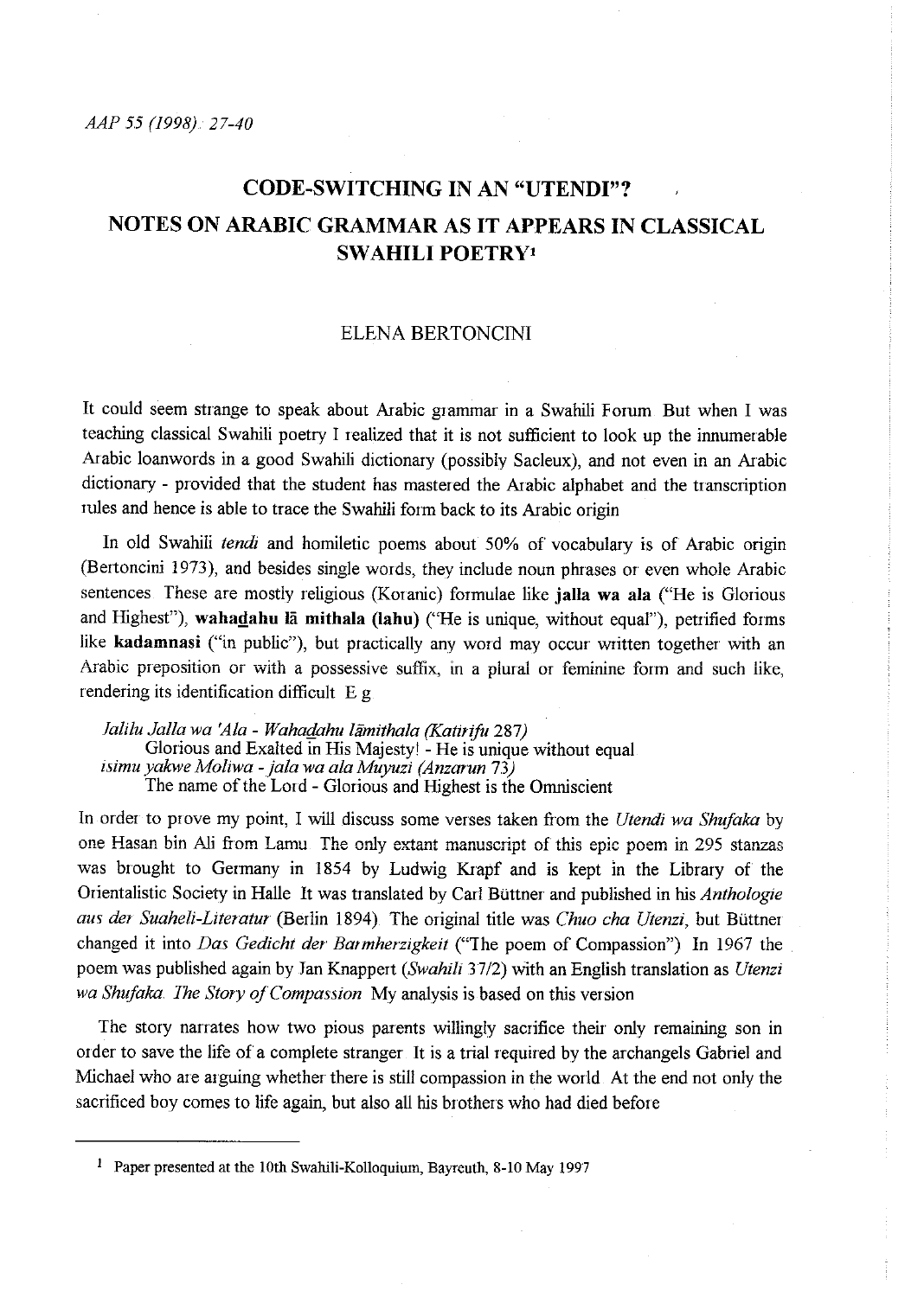# CODE-SWITCHING IN AN "UTENDI"? NOTES ON ARABIC GRAMMAR AS IT APPEARS IN CLASSICAL SWAHILI POETRY[1]

ELENA BERTONCINI

It could seem strange to speak about Arabic grammar in a Swahili Forum But when I was teaching classical Swahili poetry I realized that it is not sufficient to look up the innumerable Arabic loanwords in a good Swahili dictionary (possibly Sacleux), and not even in an Arabic dictionary - provided that the student has mastered the Arabic alphabet and the transcription rules and hence is able to trace the Swahili form back to its Arabic origin

In old Swahili *tendi* and homiletic poems about 50% of vocabulary is of Arabic origin (Bertoncini 1973), and besides single words, they include noun phrases or even whole Arabic sentences These are mostly religious (Koranic) formulae like **jalla wa ala** ("He is Glorious and Highest"), **wahadahu lā mithala (lahu)** ("He is unique, without equal"), petrified forms like **kadamnasi** ("in public"), but practically any word may occur written together with an Arabic preposition or with a possessive suffix, in a plural or feminine form and such like, rendering its identification difficult E g

*Jalilu Jalla wa 'Ala - Wahadahu lāmithala (Katirifu 287)*
Glorious and Exalted in His Majesty! - He is unique without equal
*isimu yakwe Moliwa - jala wa ala Muyuzi (Anzarun 73)*
The name of the Lord - Glorious and Highest is the Omniscient

In order to prove my point, I will discuss some verses taken from the *Utendi wa Shufaka* by one Hasan bin Ali from Lamu The only extant manuscript of this epic poem in 295 stanzas was brought to Germany in 1854 by Ludwig Krapf and is kept in the Library of the Orientalistic Society in Halle It was translated by Carl Büttner and published in his *Anthologie aus der Suaheli-Literatur* (Berlin 1894) The original title was *Chuo cha Utenzi*, but Büttner changed it into *Das Gedicht der Barmherzigkeit* ("The poem of Compassion") In 1967 the poem was published again by Jan Knappert (*Swahili* 37/2) with an English translation as *Utenzi wa Shufaka The Story of Compassion* My analysis is based on this version

The story narrates how two pious parents willingly sacrifice their only remaining son in order to save the life of a complete stranger It is a trial required by the archangels Gabriel and Michael who are arguing whether there is still compassion in the world At the end not only the sacrificed boy comes to life again, but also all his brothers who had died before

---

[1] Paper presented at the 10th Swahili-Kolloquium, Bayreuth, 8-10 May 1997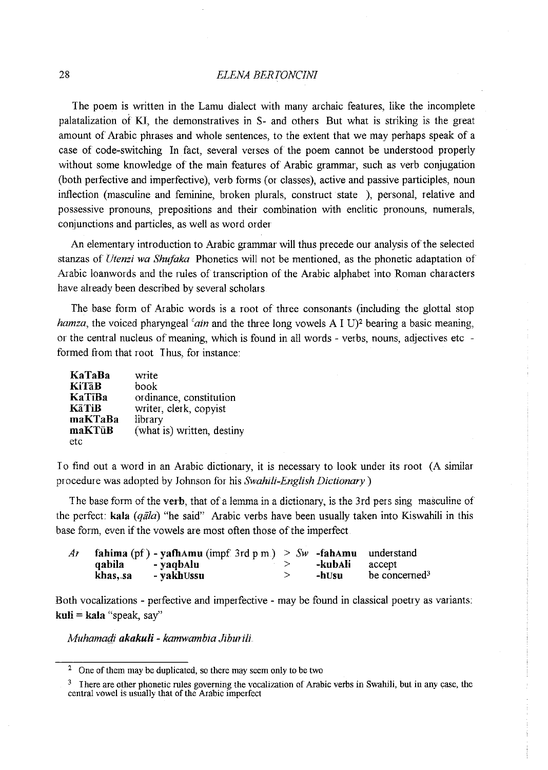The poem is written in the Lamu dialect with many archaic features, like the incomplete palatalization of KI, the demonstratives in S- and others But what is striking is the great amount of Arabic phrases and whole sentences, to the extent that we may perhaps speak of a case of code-switching In fact, several verses of the poem cannot be understood properly without some knowledge of the main features of Arabic grammar, such as verb conjugation (both perfective and imperfective), verb forms (or classes), active and passive participles, noun inflection (masculine and feminine, broken plurals, construct state ), personal, relative and possessive pronouns, prepositions and their combination with enclitic pronouns, numerals, conjunctions and particles, as well as word order

An elementary introduction to Arabic grammar will thus precede our analysis of the selected stanzas of *Utenzi wa Shufaka* Phonetics will not be mentioned, as the phonetic adaptation of Arabic loanwords and the rules of transcription of the Arabic alphabet into Roman characters have already been described by several scholars

The base form of Arabic words is a root of three consonants (including the glottal stop *hamza*, the voiced pharyngeal *ʿain* and the three long vowels A I U)[2] bearing a basic meaning, or the central nucleus of meaning, which is found in all words - verbs, nouns, adjectives etc - formed from that root Thus, for instance:

| | |
|---|---|
| **KaTaBa** | write |
| **KiTāB** | book |
| **KaTīBa** | ordinance, constitution |
| **KāTiB** | writer, clerk, copyist |
| **maKTaBa** | library |
| **maKTūB** | (what is) written, destiny |
| etc | |

To find out a word in an Arabic dictionary, it is necessary to look under its root (A similar procedure was adopted by Johnson for his *Swahili-English Dictionary*)

The base form of the **verb**, that of a lemma in a dictionary, is the 3rd pers sing masculine of the perfect: **kala** (*qāla*) "he said" Arabic verbs have been usually taken into Kiswahili in this base form, even if the vowels are most often those of the imperfect

| | | | | | |
|---|---|---|---|---|---|
| *Ar* | **fahima** (pf) - **yafhAmu** (impf 3rd p m) | > | *Sw* | **-fahAmu** | understand |
| | **qabila** - **yaqbAlu** | > | | **-kubAli** | accept |
| | **khas,,sa** - **yakhUssu** | > | | **-hUsu** | be concerned[3] |

Both vocalizations - perfective and imperfective - may be found in classical poetry as variants: **kuli** = **kala** "speak, say"

*Muhamadi* ***akakuli*** *- kamwambia Jiburili*

---

[2] One of them may be duplicated, so there may seem only to be two

[3] There are other phonetic rules governing the vocalization of Arabic verbs in Swahili, but in any case, the central vowel is usually that of the Arabic imperfect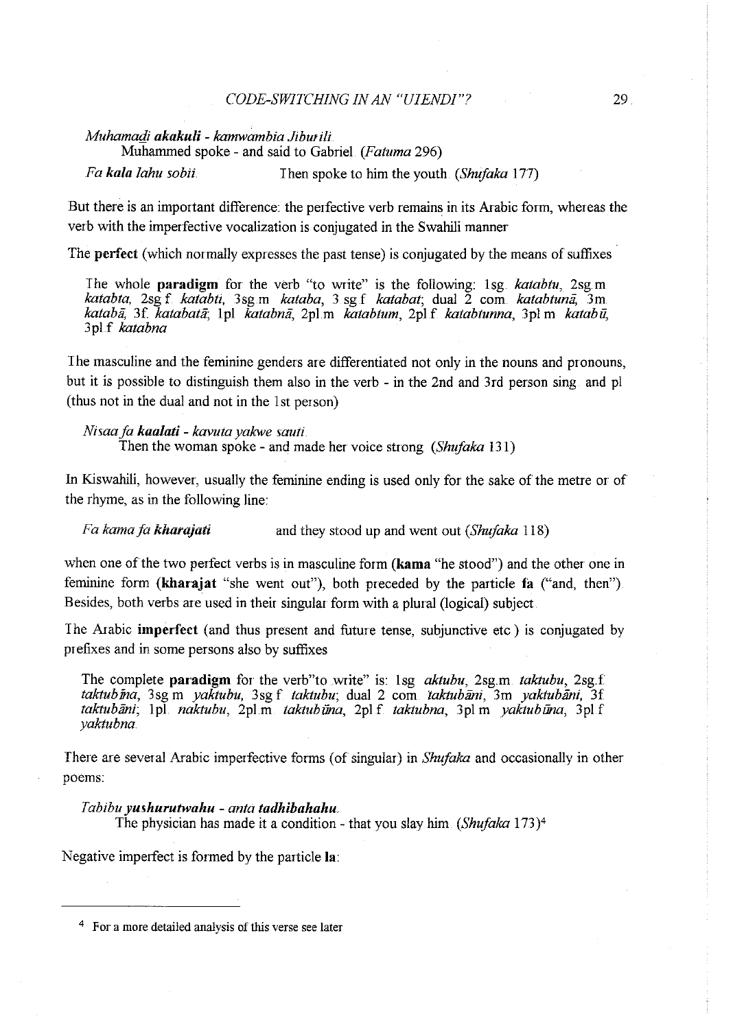*Muhamadi* ***akakuli*** *- kamwambia Jiburili*
Muhammed spoke - and said to Gabriel (*Fatuma* 296)

*Fa* ***kala*** *lahu sobii* Then spoke to him the youth (*Shufaka* 177)

But there is an important difference: the perfective verb remains in its Arabic form, whereas the verb with the imperfective vocalization is conjugated in the Swahili manner

The **perfect** (which normally expresses the past tense) is conjugated by the means of suffixes

> The whole **paradigm** for the verb "to write" is the following: 1sg. *katabtu*, 2sg.m. *katabta*, 2sg.f. *katabti*, 3sg.m. *kataba*, 3 sg.f. *katabat*; dual 2 com. *katabtunā*, 3m. *katabā*, 3f. *katabatā*; 1pl. *katabnā*, 2pl.m. *katabtum*, 2pl.f. *katabtunna*, 3pl.m. *katabū*, 3pl.f. *katabna*

The masculine and the feminine genders are differentiated not only in the nouns and pronouns, but it is possible to distinguish them also in the verb - in the 2nd and 3rd person sing. and pl. (thus not in the dual and not in the 1st person)

*Nisaa fa* ***kaalati*** *- kavuta yakwe sauti*
Then the woman spoke - and made her voice strong (*Shufaka* 131)

In Kiswahili, however, usually the feminine ending is used only for the sake of the metre or of the rhyme, as in the following line:

*Fa kama fa* ***kharajati*** and they stood up and went out (*Shufaka* 118)

when one of the two perfect verbs is in masculine form (**kama** "he stood") and the other one in feminine form (**kharajat** "she went out"), both preceded by the particle **fa** ("and, then"). Besides, both verbs are used in their singular form with a plural (logical) subject.

The Arabic **imperfect** (and thus present and future tense, subjunctive etc.) is conjugated by prefixes and in some persons also by suffixes

> The complete **paradigm** for the verb"to write" is: 1sg. *aktubu*, 2sg.m. *taktubu*, 2sg.f. *taktubīna*, 3sg.m. *yaktubu*, 3sg.f. *taktubu*; dual 2 com. *taktubāni*, 3m. *yaktubāni*, 3f. *taktubāni*; 1pl. *naktubu*, 2pl.m. *taktubūna*, 2pl.f. *taktubna*, 3pl.m. *yaktubūna*, 3pl.f. *yaktubna*.

There are several Arabic imperfective forms (of singular) in *Shufaka* and occasionally in other poems:

*Tabibu* ***yushurutwahu*** *- anta* ***tadhibahahu***
The physician has made it a condition - that you slay him (*Shufaka* 173)[4]

Negative imperfect is formed by the particle **la**:

[4] For a more detailed analysis of this verse see later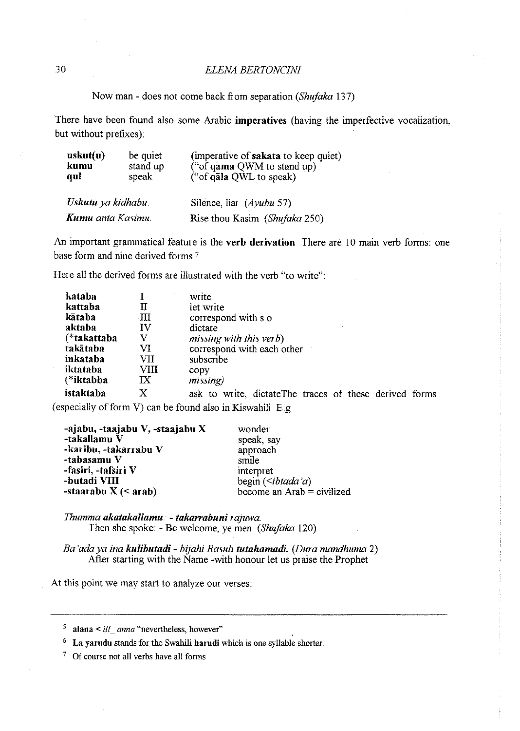Now man - does not come back from separation (*Shufaka* 137)

There have been found also some Arabic **imperatives** (having the imperfective vocalization, but without prefixes):

| | | |
|---|---|---|
| **uskut(u)** | be quiet | (imperative of **sakata** to keep quiet) |
| **kumu** | stand up | ("of **qāma** QWM to stand up) |
| **qul** | speak | ("of **qāla** QWL to speak) |

| | |
|---|---|
| ***Uskutu** ya kidhabu.* | Silence, liar (*Ayubu* 57) |
| ***Kumu** anta Kasimu.* | Rise thou Kasim (*Shufaka* 250) |

An important grammatical feature is the **verb derivation** There are 10 main verb forms: one base form and nine derived forms [7]

Here all the derived forms are illustrated with the verb "to write":

| | | |
|---|---|---|
| **kataba** | I | write |
| **kattaba** | II | let write |
| **kātaba** | III | correspond with s o |
| **aktaba** | IV | dictate |
| (***takattaba** | V | *missing with this verb*) |
| **takātaba** | VI | correspond with each other |
| **inkataba** | VII | subscribe |
| **iktataba** | VIII | copy |
| (***iktabba** | IX | *missing*) |
| **istaktaba** | X | ask to write, dictate |

The traces of these derived forms (especially of form V) can be found also in Kiswahili E g

| | |
|---|---|
| **-ajabu, -taajabu V, -staajabu X** | wonder |
| **-takallamu V** | speak, say |
| **-karibu, -takarrabu V** | approach |
| **-tabasamu V** | smile |
| **-fasiri, -tafsiri V** | interpret |
| **-butadi VIII** | begin (<*ibtada'a*) |
| **-staarabu X (< arab)** | become an Arab = civilized |

*Thumma **akatakallamu** - **takarrabuni** rajuwa.*
Then she spoke: - Be welcome, ye men. (*Shufaka* 120)

*Ba'ada ya ina **kulibutadi** - bijahi Rasuli **tutahamadi**.* (*Dura mandhuma* 2)
After starting with the Name -with honour let us praise the Prophet

At this point we may start to analyze our verses:

---

[5] **alana** < *ill_ anna* "nevertheless, however"

[6] **La yarudu** stands for the Swahili **harudi** which is one syllable shorter

[7] Of course not all verbs have all forms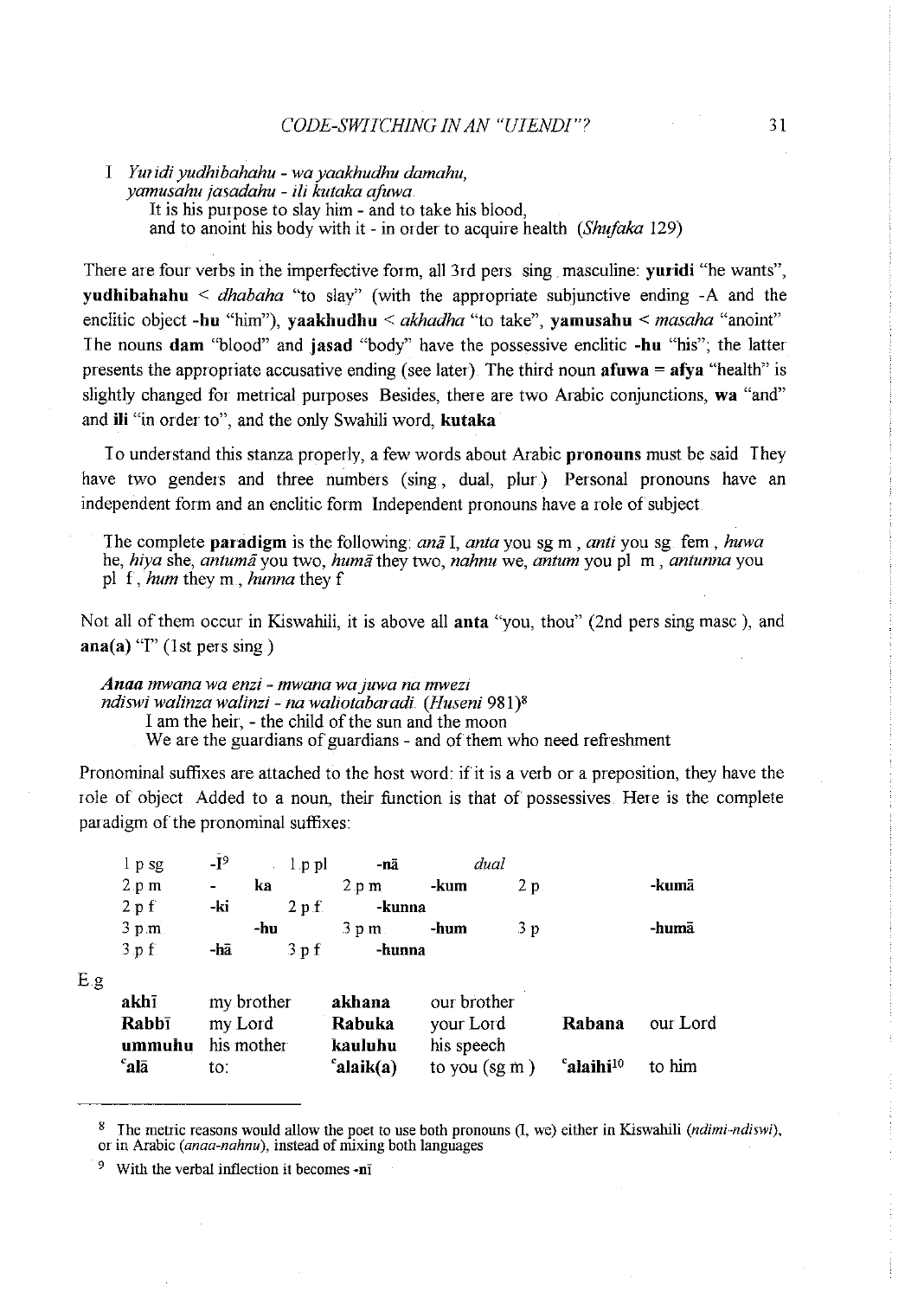I *Yuridi yudhibahahu - wa yaakhudhu damahu,*
*yamusahu jasadahu - ili kutaka afuwa.*
It is his purpose to slay him - and to take his blood,
and to anoint his body with it - in order to acquire health (*Shufaka* 129)

There are four verbs in the imperfective form, all 3rd pers. sing. masculine: **yuridi** "he wants", **yudhibahahu** < *dhabaha* "to slay" (with the appropriate subjunctive ending -A and the enclitic object **-hu** "him"), **yaakhudhu** < *akhadha* "to take", **yamusahu** < *masaha* "anoint". The nouns **dam** "blood" and **jasad** "body" have the possessive enclitic **-hu** "his"; the latter presents the appropriate accusative ending (see later). The third noun **afuwa = afya** "health" is slightly changed for metrical purposes. Besides, there are two Arabic conjunctions, **wa** "and" and **ili** "in order to", and the only Swahili word, **kutaka**.

To understand this stanza properly, a few words about Arabic **pronouns** must be said. They have two genders and three numbers (sing., dual, plur.). Personal pronouns have an independent form and an enclitic form. Independent pronouns have a role of subject.

The complete **paradigm** is the following: *anā* I, *anta* you sg m., *anti* you sg. fem., *huwa* he, *hiya* she, *antumā* you two, *humā* they two, *nahnu* we, *antum* you pl. m., *antunna* you pl. f., *hum* they m., *hunna* they f.

Not all of them occur in Kiswahili, it is above all **anta** "you, thou" (2nd pers sing masc.), and **ana(a)** "I" (1st pers sing.)

***Anaa** mwana wa enzi - mwana wa juwa na mwezi*
*ndiswi walinza walinzi - na waliotabaradi.* (*Huseni* 981)[8]
I am the heir, - the child of the sun and the moon
We are the guardians of guardians - and of them who need refreshment

Pronominal suffixes are attached to the host word: if it is a verb or a preposition, they have the role of object. Added to a noun, their function is that of possessives. Here is the complete paradigm of the pronominal suffixes:

| | | | | | dual |
|---|---|---|---|---|---|
| 1 p sg | -ī[9] | 1 p pl | -nā | | |
| 2 p m | -ka | 2 p m | -kum | 2 p | -kumā |
| 2 p f | -ki | 2 p f | -kunna | | |
| 3 p m | -hu | 3 p m | -hum | 3 p | -humā |
| 3 p f | -hā | 3 p f | -hunna | | |

E.g.

| | | | | | |
|---|---|---|---|---|---|
| **akhī** | my brother | **akhana** | our brother | | |
| **Rabbī** | my Lord | **Rabuka** | your Lord | **Rabana** | our Lord |
| **ummuhu** | his mother | **kauluhu** | his speech | | |
| **ʿalā** | to: | **ʿalaik(a)** | to you (sg m.) | **ʿalaihi**[10] | to him |

---

[8] The metric reasons would allow the poet to use both pronouns (I, we) either in Kiswahili (*ndimi-ndiswi*), or in Arabic (*anaa-nahnu*), instead of mixing both languages.

[9] With the verbal inflection it becomes **-nī**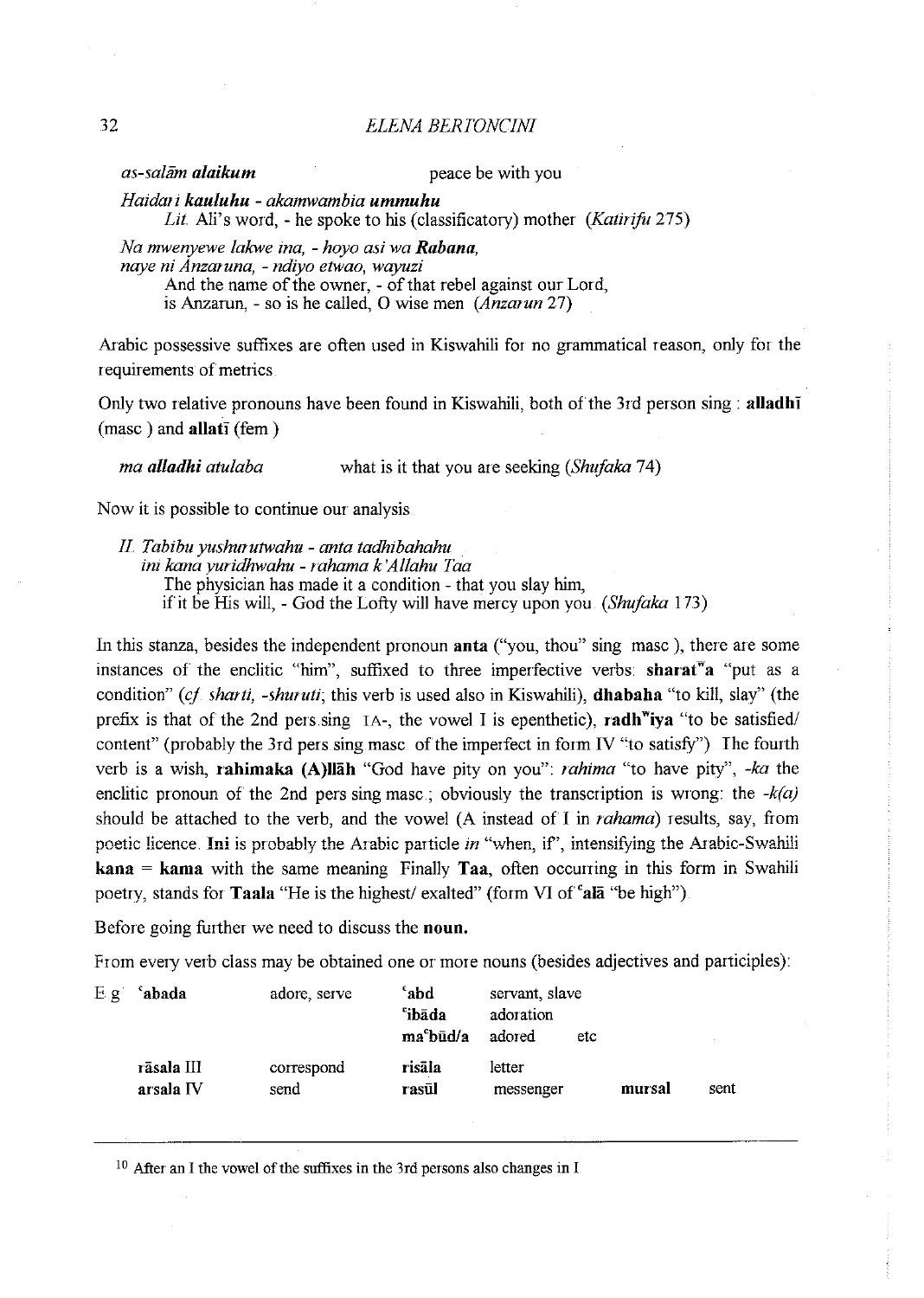*as-salām **alaikum***                    peace be with you

*Haidari **kauluhu** - akamwambia **ummuhu***
  *Lit.* Ali's word, - he spoke to his (classificatory) mother (*Katirifu* 275)

*Na mwenyewe lakwe ina, - hoyo asi wa **Rabana**,*
*naye ni Anzaruna, - ndiyo etwao, wayuzi*
  And the name of the owner, - of that rebel against our Lord,
  is Anzarun, - so is he called, O wise men (*Anzarun* 27)

Arabic possessive suffixes are often used in Kiswahili for no grammatical reason, only for the requirements of metrics.

Only two relative pronouns have been found in Kiswahili, both of the 3rd person sing.: **alladhī** (masc.) and **allatī** (fem.)

*ma **alladhi** atulaba*                    what is it that you are seeking (*Shufaka* 74)

Now it is possible to continue our analysis.

*II. Tabību yusharutwahu - anta tadhibahahu*
*ini kana yuridhwahu - rahama k'Allahu Taa*
  The physician has made it a condition - that you slay him,
  if it be His will, - God the Lofty will have mercy upon you. (*Shufaka* 173)

In this stanza, besides the independent pronoun **anta** ("you, thou" sing. masc.), there are some instances of the enclitic "him", suffixed to three imperfective verbs: **sharat$^w$a** "put as a condition" (*cf. sharti, -shuruti*; this verb is used also in Kiswahili), **dhabaha** "to kill, slay" (the prefix is that of the 2nd pers.sing. TA-, the vowel I is epenthetic), **radh$^w$iya** "to be satisfied/ content" (probably the 3rd pers.sing.masc. of the imperfect in form IV "to satisfy"). The fourth verb is a wish, **rahimaka (A)llāh** "God have pity on you": *rahima* "to have pity", *-ka* the enclitic pronoun of the 2nd pers.sing.masc.; obviously the transcription is wrong: the *-k(a)* should be attached to the verb, and the vowel (A instead of I in *rahama*) results, say, from poetic licence. **Ini** is probably the Arabic particle *in* "when, if", intensifying the Arabic-Swahili **kana** = **kama** with the same meaning. Finally **Taa**, often occurring in this form in Swahili poetry, stands for **Taala** "He is the highest/ exalted" (form VI of **ʿalā** "be high").

Before going further we need to discuss the **noun.**

From every verb class may be obtained one or more nouns (besides adjectives and participles):

| E.g. | | | | | | |
|---|---|---|---|---|---|---|
| **ʿabada** | adore, serve | **ʿabd** | servant, slave | | | |
| | | **ʿibāda** | adoration | | | |
| | | **maʿbūd/a** | adored | etc. | | |
| **rāsala** III | correspond | **risāla** | letter | | | |
| **arsala** IV | send | **rasūl** | messenger | | **mursal** | sent |

[10] After an I the vowel of the suffixes in the 3rd persons also changes in I.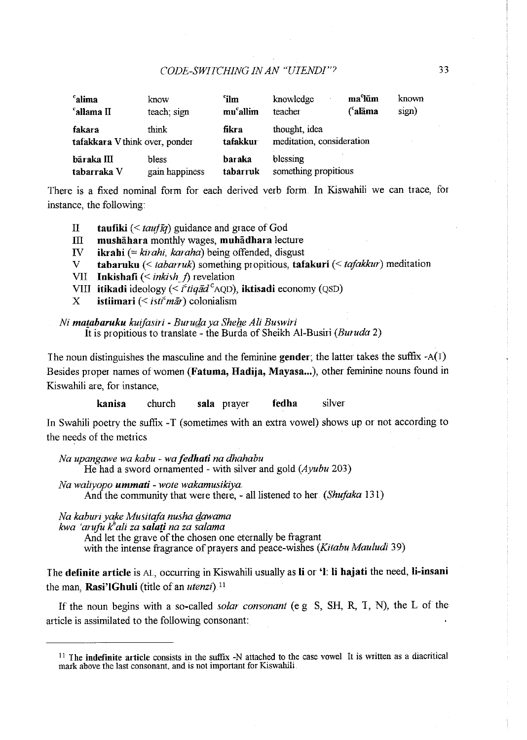| **ᶜalima** | know | **ᶜilm** | knowledge | **maᶜlūm** | known |
|---|---|---|---|---|---|
| **ᶜallama II** | teach; sign | **muᶜallim** | teacher | (**ᶜalāma** | sign) |
| **fakara** | think | **fikra** | thought, idea | | |
| **tafakkara** V think over, ponder | | **tafakkur** | meditation, consideration | | |
| **bāraka III** | bless | **baraka** | blessing | | |
| **tabarraka V** | gain happiness | **tabarruk** | something propitious | | |

There is a fixed nominal form for each derived verb form. In Kiswahili we can trace, for instance, the following:

- II **taufiki** (< *taufīq*) guidance and grace of God
- III **mushāhara** monthly wages, **muhādhara** lecture
- IV **ikrahi** (= *kirahi, karaha*) being offended, disgust
- V **tabaruku** (< *tabarruk*) something propitious, **tafakuri** (< *tafakkur*) meditation
- VII **Inkishafi** (< *inkish_f*) revelation
- VIII **itikadi** ideology (< *iᶜtiqād* ᶜAQD), **iktisadi** economy (QSD)
- X **istiimari** (< *istiᶜmār*) colonialism

*Ni matabaruku kuifasiri - Buruda ya Shehe Ali Buswiri*
It is propitious to translate - the Burda of Sheikh Al-Busiri (*Buruda* 2)

The noun distinguishes the masculine and the feminine **gender**; the latter takes the suffix -A(T). Besides proper names of women (**Fatuma, Hadija, Mayasa...**), other feminine nouns found in Kiswahili are, for instance,

**kanisa** church **sala** prayer **fedha** silver

In Swahili poetry the suffix -T (sometimes with an extra vowel) shows up or not according to the needs of the metrics.

*Na upangawe wa kabu - wa **fedhati** na dhahabu*
He had a sword ornamented - with silver and gold (*Ayubu* 203)

*Na waliyopo **ummati** - wote wakamusikiya.*
And the community that were there, - all listened to her. (*Shufaka* 131)

*Na kaburi yake Musitafa nusha dawama*
*kwa 'arufu kʰali za **salati** na za salama*
And let the grave of the chosen one eternally be fragrant
with the intense fragrance of prayers and peace-wishes (*Kitabu Mauludi* 39)

The **definite article** is AL, occurring in Kiswahili usually as **li** or **'l**: **li hajati** the need, **li-insani** the man, **Rasi'lGhuli** (title of an *utenzi*).[11]

If the noun begins with a so-called *solar consonant* (e.g. S, SH, R, T, N), the L of the article is assimilated to the following consonant:

---

[11] The **indefinite article** consists in the suffix -N attached to the case vowel. It is written as a diacritical mark above the last consonant, and is not important for Kiswahili.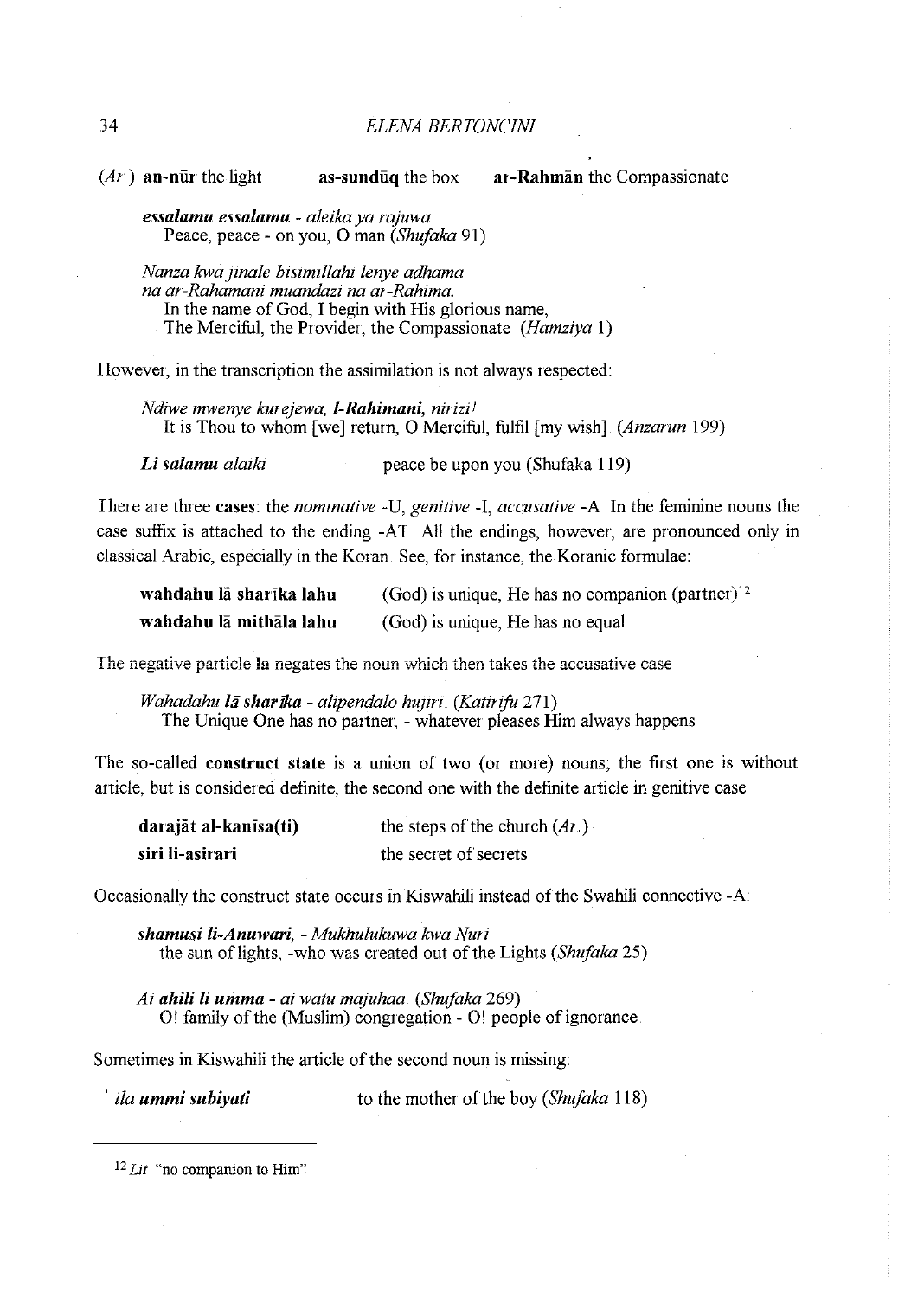(*Ar.*) **an-nūr** the light **as-sundūq** the box **ar-Rahmān** the Compassionate

> ***essalamu essalamu*** *- aleika ya rajuwa*
> Peace, peace - on you, O man (*Shufaka* 91)

> *Nanza kwa jinale bisimillahi lenye adhama*
> *na ar-Rahamani muandazi na ar-Rahima.*
> In the name of God, I begin with His glorious name,
> The Merciful, the Provider, the Compassionate (*Hamziya* 1)

However, in the transcription the assimilation is not always respected:

> *Ndiwe mwenye kurejewa,* ***l-Rahimani****, nirizi!*
> It is Thou to whom [we] return, O Merciful, fulfil [my wish]. (*Anzarun* 199)

> ***Li salamu*** *alaiki* peace be upon you (Shufaka 119)

There are three **cases**: the *nominative* -U, *genitive* -I, *accusative* -A. In the feminine nouns the case suffix is attached to the ending -AT. All the endings, however, are pronounced only in classical Arabic, especially in the Koran. See, for instance, the Koranic formulae:

| | |
|---|---|
| **wahdahu lā sharīka lahu** | (God) is unique, He has no companion (partner)[12] |
| **wahdahu lā mithāla lahu** | (God) is unique, He has no equal |

The negative particle **la** negates the noun which then takes the accusative case

> *Wahadahu* ***lā sharīka*** *- alipendalo hujiri.* (*Katirifu* 271)
> The Unique One has no partner, - whatever pleases Him always happens

The so-called **construct state** is a union of two (or more) nouns; the first one is without article, but is considered definite, the second one with the definite article in genitive case

| | |
|---|---|
| **darajāt al-kanīsa(ti)** | the steps of the church (*Ar.*) |
| **siri li-asirari** | the secret of secrets |

Occasionally the construct state occurs in Kiswahili instead of the Swahili connective -A:

> ***shamusi li-Anuwari****, - Mukhulukuwa kwa Nuri*
> the sun of lights, -who was created out of the Lights (*Shufaka* 25)

> *Ai* ***ahili li umma*** *- ai watu majuhaa.* (*Shufaka* 269)
> O! family of the (Muslim) congregation - O! people of ignorance.

Sometimes in Kiswahili the article of the second noun is missing:

> *' ila* ***ummi subiyati*** to the mother of the boy (*Shufaka* 118)

---

[12] *Lit.* "no companion to Him"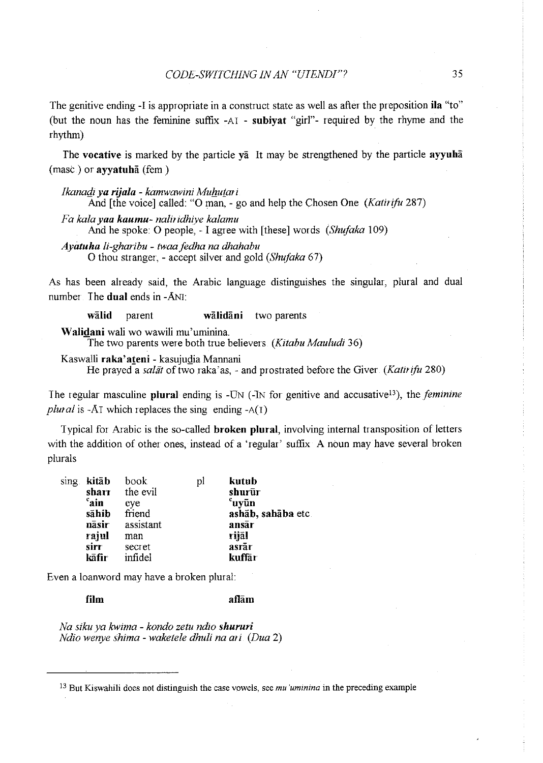The genitive ending -I is appropriate in a construct state as well as after the preposition **ila** "to" (but the noun has the feminine suffix -AI - **subiyat** "girl"- required by the rhyme and the rhythm)

The **vocative** is marked by the particle **yā** It may be strengthened by the particle **ayyuhā** (masc ) or **ayyatuhā** (fem )

*Ikanadi **ya rijala** - kamwawini Muhutari*
  And [the voice] called: "O man, - go and help the Chosen One (*Katirifu* 287)

*Fa kala **yaa kaumu**- naliridhiye kalamu*
  And he spoke: O people, - I agree with [these] words (*Shufaka* 109)

***Ayatuha** li-gharibu - twaa fedha na dhahabu*
  O thou stranger, - accept silver and gold (*Shufaka* 67)

As has been already said, the Arabic language distinguishes the singular, plural and dual number The **dual** ends in -ĀNI:

| | | | |
|---|---|---|---|
| **wālid** | parent | **wālidāni** | two parents |

**Walidani** wali wo wawili mu'uminina.
  The two parents were both true believers (*Kitabu Mauludi* 36)

Kaswalli **raka'ateni** - kasujudia Mannani
  He prayed a *salāt* of two raka'as, - and prostrated before the Giver (*Katirifu* 280)

The regular masculine **plural** ending is -ŪN (-IN for genitive and accusative[13]), the *feminine plural* is -ĀT which replaces the sing ending -A(I)

Typical for Arabic is the so-called **broken plural**, involving internal transposition of letters with the addition of other ones, instead of a 'regular' suffix A noun may have several broken plurals

| | | | | |
|---|---|---|---|---|
| sing | **kitāb** | book | pl | **kutub** |
| | **sharr** | the evil | | **shurūr** |
| | **ʿain** | eye | | **ʿuyūn** |
| | **sāhib** | friend | | **ashāb, sahāba** etc |
| | **nāsir** | assistant | | **ansār** |
| | **rajul** | man | | **rijāl** |
| | **sirr** | secret | | **asrār** |
| | **kāfir** | infidel | | **kuffār** |

Even a loanword may have a broken plural:

| | |
|---|---|
| **film** | **aflām** |

*Na siku ya kwima - kondo zetu ndio **shururi***
*Ndio wenye shima - waketele dhuli na ari* (*Dua* 2)

---

[13] But Kiswahili does not distinguish the case vowels, see *mu'uminina* in the preceding example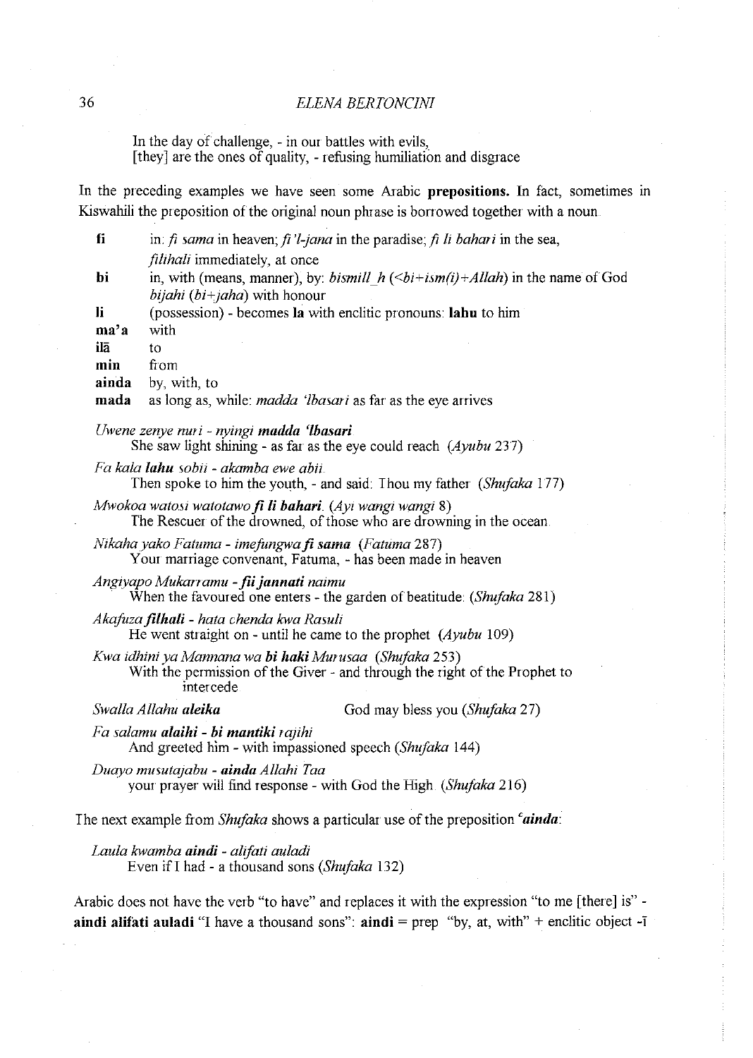In the day of challenge, - in our battles with evils,
[they] are the ones of quality, - refusing humiliation and disgrace

In the preceding examples we have seen some Arabic **prepositions.** In fact, sometimes in Kiswahili the preposition of the original noun phrase is borrowed together with a noun.

**fi** in: *fi sama* in heaven; *fi 'l-jana* in the paradise; *fi li bahari* in the sea, *filihali* immediately, at once
**bi** in, with (means, manner), by: *bismill_h* (*<bi+ism(i)+Allah*) in the name of God *bijahi* (*bi+jaha*) with honour
**li** (possession) - becomes **la** with enclitic pronouns: **lahu** to him
**ma'a** with
**ilā** to
**min** from
**ainda** by, with, to
**mada** as long as, while: *madda 'lbasari* as far as the eye arrives

*Uwene zenye nuri - nyingi* ***madda 'lbasari***
She saw light shining - as far as the eye could reach (*Ayubu* 237)

*Fa kala* ***lahu*** *sobii - akamba ewe abii.*
Then spoke to him the youth, - and said: Thou my father (*Shufaka* 177)

*Mwokoa watosi watotawo* ***fi li bahari.*** (*Ayi wangi wangi* 8)
The Rescuer of the drowned, of those who are drowning in the ocean.

*Nikaha yako Fatuma - imefungwa* ***fi sama*** (*Fatuma* 287)
Your marriage convenant, Fatuma, - has been made in heaven

*Angiyapo Mukarramu -* ***fii jannati*** *naimu*
When the favoured one enters - the garden of beatitude. (*Shufaka* 281)

*Akafuza* ***filhali*** *- hata chenda kwa Rasuli*
He went straight on - until he came to the prophet (*Ayubu* 109)

*Kwa idhini ya Mannana wa* ***bi haki*** *Murusaa* (*Shufaka* 253)
With the permission of the Giver - and through the right of the Prophet to intercede

*Swalla Allahu* ***aleika*** God may bless you (*Shufaka* 27)

*Fa salamu* ***alaihi*** *-* ***bi mantiki*** *rajihi*
And greeted him - with impassioned speech (*Shufaka* 144)

*Duayo musutajabu -* ***ainda*** *Allahi Taa*
your prayer will find response - with God the High (*Shufaka* 216)

The next example from *Shufaka* shows a particular use of the preposition ***ʿainda***:

*Laula kwamba* ***aindi*** *- alifati auladi*
Even if I had - a thousand sons (*Shufaka* 132)

Arabic does not have the verb "to have" and replaces it with the expression "to me [there] is" - **aindi alifati auladi** "I have a thousand sons": **aindi** = prep "by, at, with" + enclitic object -ī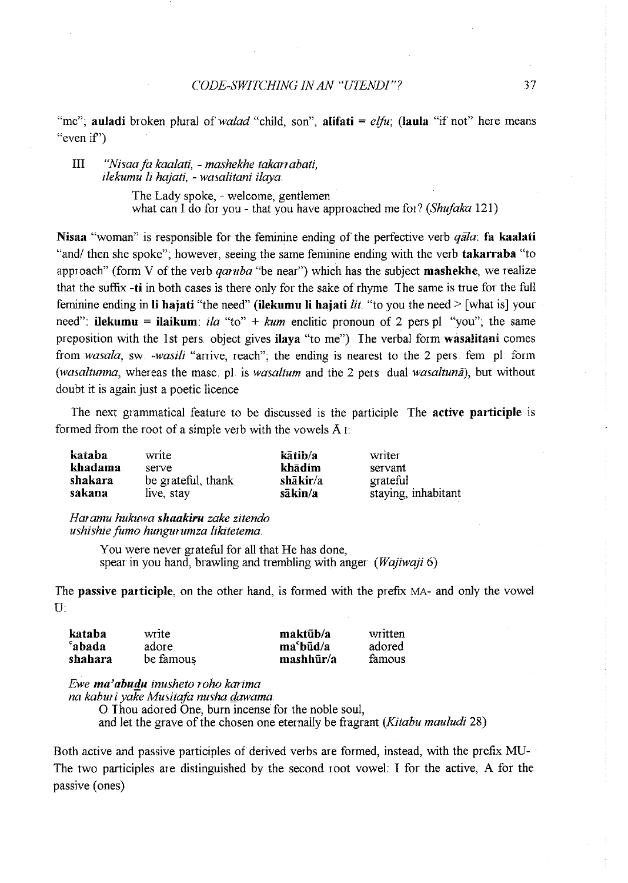"me"; **auladi** broken plural of *walad* "child, son", **alifati** = *elfu*; (**laula** "if not" here means "even if")

III *"Nisaa fa kaalati, - mashekhe takarrabati,*
*ilekumu li hajati, - wasalitani ilaya.*

> The Lady spoke, - welcome, gentlemen
> what can I do for you - that you have approached me for? (*Shufaka* 121)

**Nisaa** "woman" is responsible for the feminine ending of the perfective verb *qāla*: **fa kaalati** "and/ then she spoke"; however, seeing the same feminine ending with the verb **takarraba** "to approach" (form V of the verb *qaruba* "be near") which has the subject **mashekhe**, we realize that the suffix **-ti** in both cases is there only for the sake of rhyme The same is true for the full feminine ending in **li hajati** "the need" (**ilekumu li hajati** *lit.* "to you the need > [what is] your need": **ilekumu** = **ilaikum**: *ila* "to" + *kum* enclitic pronoun of 2 pers pl "you"; the same preposition with the 1st pers. object gives **ilaya** "to me") The verbal form **wasalitani** comes from *wasala*, sw. *-wasili* "arrive, reach"; the ending is nearest to the 2 pers. fem pl. form (*wasaltunna*, whereas the masc. pl. is *wasaltum* and the 2 pers dual *wasaltunā*), but without doubt it is again just a poetic licence

The next grammatical feature to be discussed is the participle The **active participle** is formed from the root of a simple verb with the vowels Ā I:

| | | | |
|---|---|---|---|
| **kataba** | write | **kātib/a** | writer |
| **khadama** | serve | **khādim** | servant |
| **shakara** | be grateful, thank | **shākir/a** | grateful |
| **sakana** | live, stay | **säkin/a** | staying, inhabitant |

*Haramu hukuwa* ***shaakiru*** *zake zitendo*
*ushishie fumo hungurumza likitetema.*

> You were never grateful for all that He has done,
> spear in you hand, brawling and trembling with anger (*Wajiwaji* 6)

The **passive participle**, on the other hand, is formed with the prefix MA- and only the vowel Ū:

| | | | |
|---|---|---|---|
| **kataba** | write | **maktūb/a** | written |
| **ʿabada** | adore | **maʿbūd/a** | adored |
| **shahara** | be famous | **mashhūr/a** | famous |

*Ewe* ***ma'abudu*** *inusheto roho karima*
*na kaburi yake Musitafa nusha dawama.*

> O Thou adored One, burn incense for the noble soul,
> and let the grave of the chosen one eternally be fragrant (*Kitabu maulidi* 28)

Both active and passive participles of derived verbs are formed, instead, with the prefix MU- The two participles are distinguished by the second root vowel: I for the active, A for the passive (ones)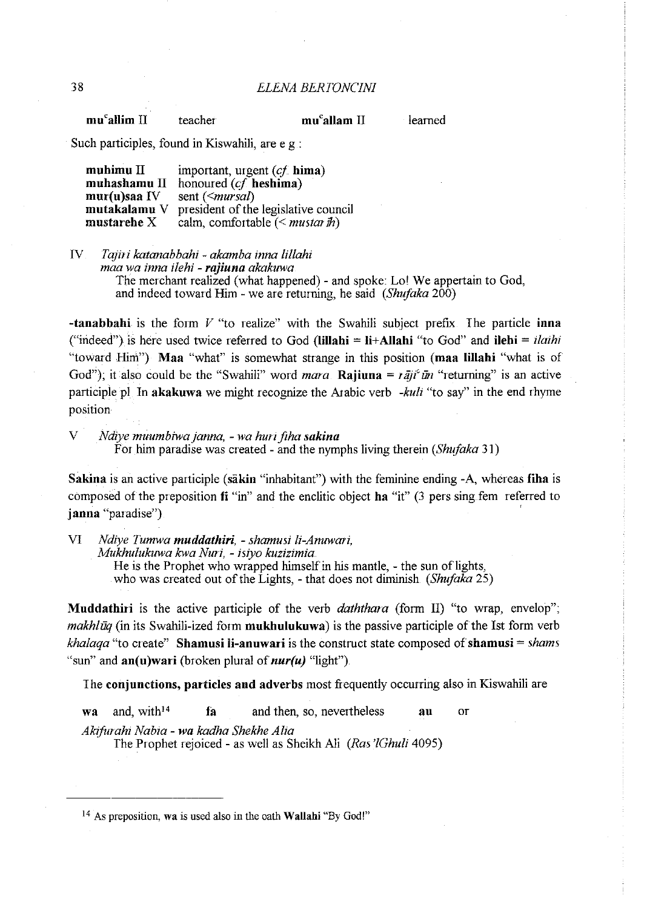| | | | |
|---|---|---|---|
| **muᶜallim** II | teacher | **muᶜallam** II | learned |

Such participles, found in Kiswahili, are e g :

| | |
|---|---|
| **muhimu** II | important, urgent (*cf.* **hima**) |
| **muhashamu** II | honoured (*cf* **heshima**) |
| **mur(u)saa** IV | sent (<*mursal*) |
| **mutakalamu** V | president of the legislative council |
| **mustarehe** X | calm, comfortable (< *mustarīh*) |

IV *Tajiri katanabbahi - akamba inna lillahi*
*maa wa inna ilehi - **rajiuna** akakuwa*
The merchant realized (what happened) - and spoke: Lo! We appertain to God, and indeed toward Him - we are returning, he said (*Shufaka* 200)

**-tanabbahi** is the form *V* "to realize" with the Swahili subject prefix The particle **inna** ("indeed") is here used twice referred to God (**lillahi** = **li+Allahi** "to God" and **ilehi** = *ilaihi* "toward Him") **Maa** "what" is somewhat strange in this position (**maa lillahi** "what is of God"); it also could be the "Swahili" word *mara* **Rajiuna** = *rājiᶜūn* "returning" is an active participle pl In **akakuwa** we might recognize the Arabic verb *-kuli* "to say" in the end rhyme position

V *Ndiye muumbiwa janna, - wa huri fiha **sakina***
For him paradise was created - and the nymphs living therein (*Shufaka* 31)

**Sakina** is an active participle (**sākin** "inhabitant") with the feminine ending -A, whereas **fiha** is composed of the preposition **fi** "in" and the enclitic object **ha** "it" (3 pers sing fem referred to **janna** "paradise")

VI *Ndiye Tumwa **muddathiri**, - shamusi li-Anuwari,*
*Mukhulukuwa kwa Nuri, - isiyo kuzizimia*
He is the Prophet who wrapped himself in his mantle, - the sun of lights, who was created out of the Lights, - that does not diminish (*Shufaka* 25)

**Muddathiri** is the active participle of the verb *daththara* (form II) "to wrap, envelop"; *makhlūq* (in its Swahili-ized form **mukhulukuwa**) is the passive participle of the Ist form verb *khalaqa* "to create" **Shamusi li-anuwari** is the construct state composed of **shamusi** = *shams* "sun" and **an(u)wari** (broken plural of ***nur(u)*** "light")

The **conjunctions, particles and adverbs** most frequently occurring also in Kiswahili are

| | | | | | |
|---|---|---|---|---|---|
| **wa** | and, with[14] | **fa** | and then, so, nevertheless | **au** | or |

*Akifurahi Nabia - **wa** kadha Shekhe Alia*
The Prophet rejoiced - as well as Sheikh Ali (*Ras'lGhuli* 4095)

[14] As preposition, **wa** is used also in the oath **Wallahi** "By God!"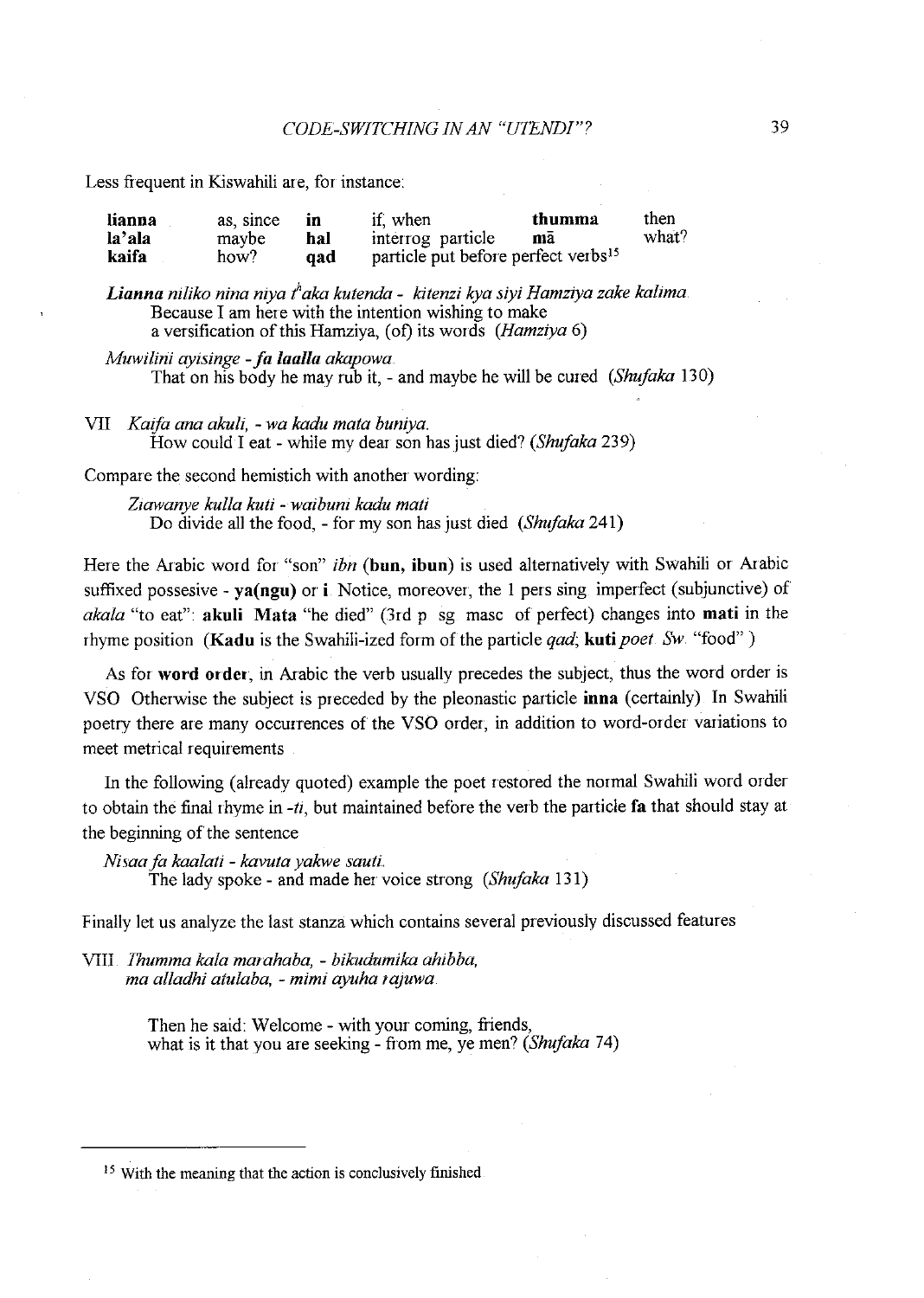Less frequent in Kiswahili are, for instance:

| | | | | | |
|---|---|---|---|---|---|
| **lianna** | as, since | **in** | if, when | **thumma** | then |
| **la'ala** | maybe | **hal** | interrog particle | **mā** | what? |
| **kaifa** | how? | **qad** | particle put before perfect verbs[15] | | |

***Lianna** niliko nina niya t'aka kutenda - kitenzi kya siyi Hamziya zake kalima.*
Because I am here with the intention wishing to make
a versification of this Hamziya, (of) its words (*Hamziya* 6)

*Muwilini ayisinge - **fa laalla** akapowa.*
That on his body he may rub it, - and maybe he will be cured (*Shufaka* 130)

VII *Kaifa ana akuli, - wa kadu mata buniya.*
How could I eat - while my dear son has just died? (*Shufaka* 239)

Compare the second hemistich with another wording:

*Ziawanye kulla kuti - waibuni kadu mati*
Do divide all the food, - for my son has just died (*Shufaka* 241)

Here the Arabic word for "son" *ibn* (**bun, ibun**) is used alternatively with Swahili or Arabic suffixed possesive - **ya(ngu)** or **i**. Notice, moreover, the 1 pers sing imperfect (subjunctive) of *akala* "to eat": **akuli**. **Mata** "he died" (3rd p. sg. masc. of perfect) changes into **mati** in the rhyme position (**Kadu** is the Swahili-ized form of the particle *qad*; **kuti** *poet. Sw.* "food")

As for **word order**, in Arabic the verb usually precedes the subject, thus the word order is VSO. Otherwise the subject is preceded by the pleonastic particle **inna** (certainly). In Swahili poetry there are many occurrences of the VSO order, in addition to word-order variations to meet metrical requirements.

In the following (already quoted) example the poet restored the normal Swahili word order to obtain the final rhyme in *-ti*, but maintained before the verb the particle **fa** that should stay at the beginning of the sentence.

*Nisaa fa kaalati - kavuta yakwe sauti.*
The lady spoke - and made her voice strong (*Shufaka* 131)

Finally let us analyze the last stanza which contains several previously discussed features

VIII. *Thumma kala marahaba, - bikudumika ahibba,*
*ma alladhi atulaba, - mimi ayuha rajuwa.*

Then he said: Welcome - with your coming, friends,
what is it that you are seeking - from me, ye men? (*Shufaka* 74)

---

[15] With the meaning that the action is conclusively finished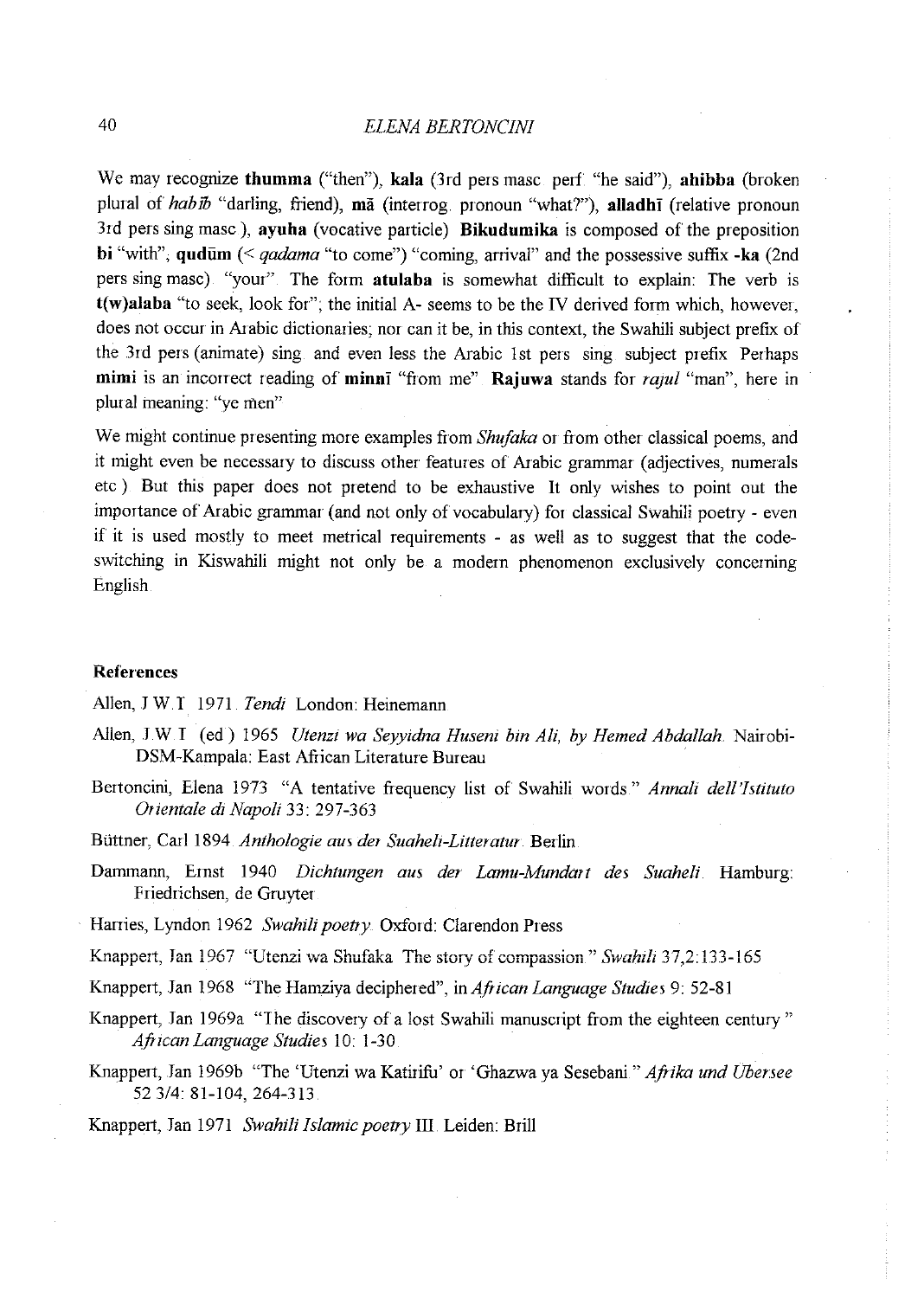We may recognize **thumma** ("then"), **kala** (3rd pers masc perf "he said"), **ahibba** (broken plural of *habīb* "darling, friend), **mā** (interrog. pronoun "what?"), **alladhī** (relative pronoun 3rd pers sing masc ), **ayuha** (vocative particle) **Bikudumika** is composed of the preposition **bi** "with"; **qudūm** (< *qadama* "to come") "coming, arrival" and the possessive suffix **-ka** (2nd pers sing masc) "your". The form **atulaba** is somewhat difficult to explain: The verb is **t(w)alaba** "to seek, look for"; the initial A- seems to be the IV derived form which, however, does not occur in Arabic dictionaries; nor can it be, in this context, the Swahili subject prefix of the 3rd pers (animate) sing and even less the Arabic 1st pers sing subject prefix Perhaps **mimi** is an incorrect reading of **minnī** "from me" **Rajuwa** stands for *rajul* "man", here in plural meaning: "ye men"

We might continue presenting more examples from *Shufaka* or from other classical poems, and it might even be necessary to discuss other features of Arabic grammar (adjectives, numerals etc ) But this paper does not pretend to be exhaustive It only wishes to point out the importance of Arabic grammar (and not only of vocabulary) for classical Swahili poetry - even if it is used mostly to meet metrical requirements - as well as to suggest that the code-switching in Kiswahili might not only be a modern phenomenon exclusively concerning English

## References

Allen, J W T 1971 *Tendi* London: Heinemann

Allen, J W T (ed ) 1965 *Utenzi wa Seyyidna Huseni bin Ali, by Hemed Abdallah* Nairobi-DSM-Kampala: East African Literature Bureau

Bertoncini, Elena 1973 "A tentative frequency list of Swahili words " *Annali dell'Istituto Orientale di Napoli* 33: 297-363

Büttner, Carl 1894 *Anthologie aus der Suaheli-Litteratur* Berlin

Dammann, Ernst 1940 *Dichtungen aus der Lamu-Mundart des Suaheli* Hamburg: Friedrichsen, de Gruyter

Harries, Lyndon 1962 *Swahili poetry* Oxford: Clarendon Press

Knappert, Jan 1967 "Utenzi wa Shufaka The story of compassion " *Swahili* 37,2:133-165

Knappert, Jan 1968 "The Hamziya deciphered", in *African Language Studies* 9: 52-81

Knappert, Jan 1969a "The discovery of a lost Swahili manuscript from the eighteen century " *African Language Studies* 10: 1-30

Knappert, Jan 1969b "The 'Utenzi wa Katirifu' or 'Ghazwa ya Sesebani " *Afrika und Übersee* 52 3/4: 81-104, 264-313

Knappert, Jan 1971 *Swahili Islamic poetry* III Leiden: Brill